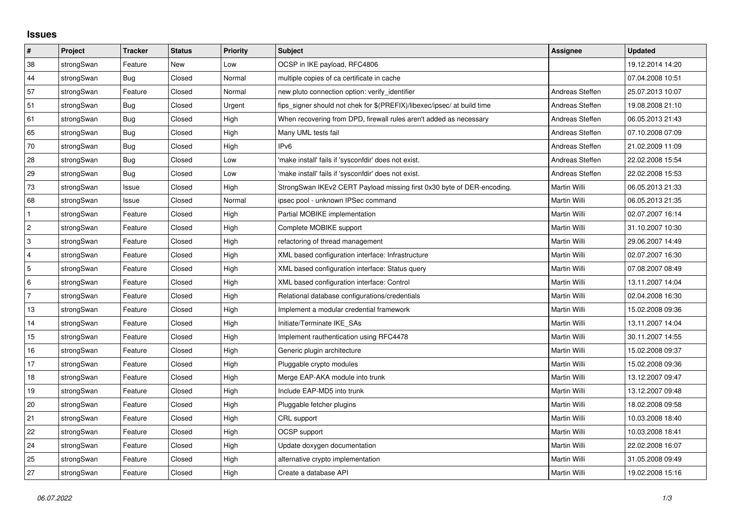# Issues

| # | Project | Tracker | Status | Priority | Subject | Assignee | Updated |
|---|---|---|---|---|---|---|---|
| 38 | strongSwan | Feature | New | Low | OCSP in IKE payload, RFC4806 | | 19.12.2014 14:20 |
| 44 | strongSwan | Bug | Closed | Normal | multiple copies of ca certificate in cache | | 07.04.2008 10:51 |
| 57 | strongSwan | Feature | Closed | Normal | new pluto connection option: verify_identifier | Andreas Steffen | 25.07.2013 10:07 |
| 51 | strongSwan | Bug | Closed | Urgent | fips_signer should not chek for $(PREFIX)/libexec/ipsec/ at build time | Andreas Steffen | 19.08.2008 21:10 |
| 61 | strongSwan | Bug | Closed | High | When recovering from DPD, firewall rules aren't added as necessary | Andreas Steffen | 06.05.2013 21:43 |
| 65 | strongSwan | Bug | Closed | High | Many UML tests fail | Andreas Steffen | 07.10.2008 07:09 |
| 70 | strongSwan | Bug | Closed | High | IPv6 | Andreas Steffen | 21.02.2009 11:09 |
| 28 | strongSwan | Bug | Closed | Low | 'make install' fails if 'sysconfdir' does not exist. | Andreas Steffen | 22.02.2008 15:54 |
| 29 | strongSwan | Bug | Closed | Low | 'make install' fails if 'sysconfdir' does not exist. | Andreas Steffen | 22.02.2008 15:53 |
| 73 | strongSwan | Issue | Closed | High | StrongSwan IKEv2 CERT Payload missing first 0x30 byte of DER-encoding. | Martin Willi | 06.05.2013 21:33 |
| 68 | strongSwan | Issue | Closed | Normal | ipsec pool - unknown IPSec command | Martin Willi | 06.05.2013 21:35 |
| 1 | strongSwan | Feature | Closed | High | Partial MOBIKE implementation | Martin Willi | 02.07.2007 16:14 |
| 2 | strongSwan | Feature | Closed | High | Complete MOBIKE support | Martin Willi | 31.10.2007 10:30 |
| 3 | strongSwan | Feature | Closed | High | refactoring of thread management | Martin Willi | 29.06.2007 14:49 |
| 4 | strongSwan | Feature | Closed | High | XML based configuration interface: Infrastructure | Martin Willi | 02.07.2007 16:30 |
| 5 | strongSwan | Feature | Closed | High | XML based configuration interface: Status query | Martin Willi | 07.08.2007 08:49 |
| 6 | strongSwan | Feature | Closed | High | XML based configuration interface: Control | Martin Willi | 13.11.2007 14:04 |
| 7 | strongSwan | Feature | Closed | High | Relational database configurations/credentials | Martin Willi | 02.04.2008 16:30 |
| 13 | strongSwan | Feature | Closed | High | Implement a modular credential framework | Martin Willi | 15.02.2008 09:36 |
| 14 | strongSwan | Feature | Closed | High | Initiate/Terminate IKE_SAs | Martin Willi | 13.11.2007 14:04 |
| 15 | strongSwan | Feature | Closed | High | Implement rauthentication using RFC4478 | Martin Willi | 30.11.2007 14:55 |
| 16 | strongSwan | Feature | Closed | High | Generic plugin architecture | Martin Willi | 15.02.2008 09:37 |
| 17 | strongSwan | Feature | Closed | High | Pluggable crypto modules | Martin Willi | 15.02.2008 09:36 |
| 18 | strongSwan | Feature | Closed | High | Merge EAP-AKA module into trunk | Martin Willi | 13.12.2007 09:47 |
| 19 | strongSwan | Feature | Closed | High | Include EAP-MD5 into trunk | Martin Willi | 13.12.2007 09:48 |
| 20 | strongSwan | Feature | Closed | High | Pluggable fetcher plugins | Martin Willi | 18.02.2008 09:58 |
| 21 | strongSwan | Feature | Closed | High | CRL support | Martin Willi | 10.03.2008 18:40 |
| 22 | strongSwan | Feature | Closed | High | OCSP support | Martin Willi | 10.03.2008 18:41 |
| 24 | strongSwan | Feature | Closed | High | Update doxygen documentation | Martin Willi | 22.02.2008 16:07 |
| 25 | strongSwan | Feature | Closed | High | alternative crypto implementation | Martin Willi | 31.05.2008 09:49 |
| 27 | strongSwan | Feature | Closed | High | Create a database API | Martin Willi | 19.02.2008 15:16 |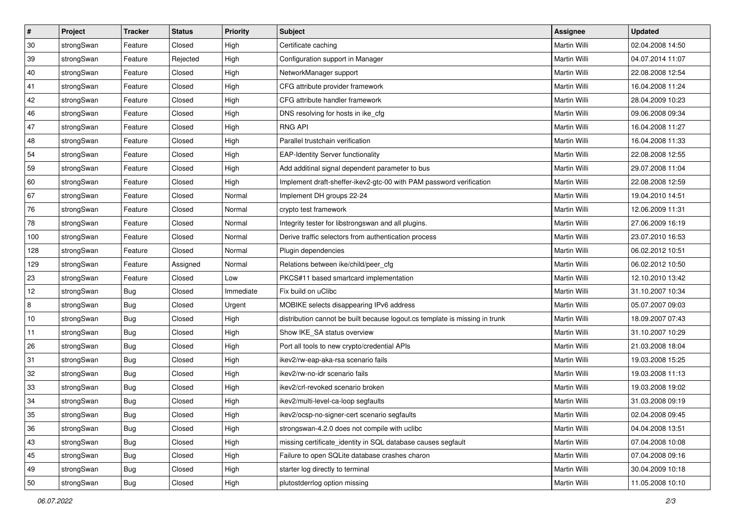| # | Project | Tracker | Status | Priority | Subject | Assignee | Updated |
|---|---|---|---|---|---|---|---|
| 30 | strongSwan | Feature | Closed | High | Certificate caching | Martin Willi | 02.04.2008 14:50 |
| 39 | strongSwan | Feature | Rejected | High | Configuration support in Manager | Martin Willi | 04.07.2014 11:07 |
| 40 | strongSwan | Feature | Closed | High | NetworkManager support | Martin Willi | 22.08.2008 12:54 |
| 41 | strongSwan | Feature | Closed | High | CFG attribute provider framework | Martin Willi | 16.04.2008 11:24 |
| 42 | strongSwan | Feature | Closed | High | CFG attribute handler framework | Martin Willi | 28.04.2009 10:23 |
| 46 | strongSwan | Feature | Closed | High | DNS resolving for hosts in ike_cfg | Martin Willi | 09.06.2008 09:34 |
| 47 | strongSwan | Feature | Closed | High | RNG API | Martin Willi | 16.04.2008 11:27 |
| 48 | strongSwan | Feature | Closed | High | Parallel trustchain verification | Martin Willi | 16.04.2008 11:33 |
| 54 | strongSwan | Feature | Closed | High | EAP-Identity Server functionality | Martin Willi | 22.08.2008 12:55 |
| 59 | strongSwan | Feature | Closed | High | Add additinal signal dependent parameter to bus | Martin Willi | 29.07.2008 11:04 |
| 60 | strongSwan | Feature | Closed | High | Implement draft-sheffer-ikev2-gtc-00 with PAM password verification | Martin Willi | 22.08.2008 12:59 |
| 67 | strongSwan | Feature | Closed | Normal | Implement DH groups 22-24 | Martin Willi | 19.04.2010 14:51 |
| 76 | strongSwan | Feature | Closed | Normal | crypto test framework | Martin Willi | 12.06.2009 11:31 |
| 78 | strongSwan | Feature | Closed | Normal | Integrity tester for libstrongswan and all plugins. | Martin Willi | 27.06.2009 16:19 |
| 100 | strongSwan | Feature | Closed | Normal | Derive traffic selectors from authentication process | Martin Willi | 23.07.2010 16:53 |
| 128 | strongSwan | Feature | Closed | Normal | Plugin dependencies | Martin Willi | 06.02.2012 10:51 |
| 129 | strongSwan | Feature | Assigned | Normal | Relations between ike/child/peer_cfg | Martin Willi | 06.02.2012 10:50 |
| 23 | strongSwan | Feature | Closed | Low | PKCS#11 based smartcard implementation | Martin Willi | 12.10.2010 13:42 |
| 12 | strongSwan | Bug | Closed | Immediate | Fix build on uClibc | Martin Willi | 31.10.2007 10:34 |
| 8 | strongSwan | Bug | Closed | Urgent | MOBIKE selects disappearing IPv6 address | Martin Willi | 05.07.2007 09:03 |
| 10 | strongSwan | Bug | Closed | High | distribution cannot be built because logout.cs template is missing in trunk | Martin Willi | 18.09.2007 07:43 |
| 11 | strongSwan | Bug | Closed | High | Show IKE_SA status overview | Martin Willi | 31.10.2007 10:29 |
| 26 | strongSwan | Bug | Closed | High | Port all tools to new crypto/credential APIs | Martin Willi | 21.03.2008 18:04 |
| 31 | strongSwan | Bug | Closed | High | ikev2/rw-eap-aka-rsa scenario fails | Martin Willi | 19.03.2008 15:25 |
| 32 | strongSwan | Bug | Closed | High | ikev2/rw-no-idr scenario fails | Martin Willi | 19.03.2008 11:13 |
| 33 | strongSwan | Bug | Closed | High | ikev2/crl-revoked scenario broken | Martin Willi | 19.03.2008 19:02 |
| 34 | strongSwan | Bug | Closed | High | ikev2/multi-level-ca-loop segfaults | Martin Willi | 31.03.2008 09:19 |
| 35 | strongSwan | Bug | Closed | High | ikev2/ocsp-no-signer-cert scenario segfaults | Martin Willi | 02.04.2008 09:45 |
| 36 | strongSwan | Bug | Closed | High | strongswan-4.2.0 does not compile with uclibc | Martin Willi | 04.04.2008 13:51 |
| 43 | strongSwan | Bug | Closed | High | missing certificate_identity in SQL database causes segfault | Martin Willi | 07.04.2008 10:08 |
| 45 | strongSwan | Bug | Closed | High | Failure to open SQLite database crashes charon | Martin Willi | 07.04.2008 09:16 |
| 49 | strongSwan | Bug | Closed | High | starter log directly to terminal | Martin Willi | 30.04.2009 10:18 |
| 50 | strongSwan | Bug | Closed | High | plutostderrlog option missing | Martin Willi | 11.05.2008 10:10 |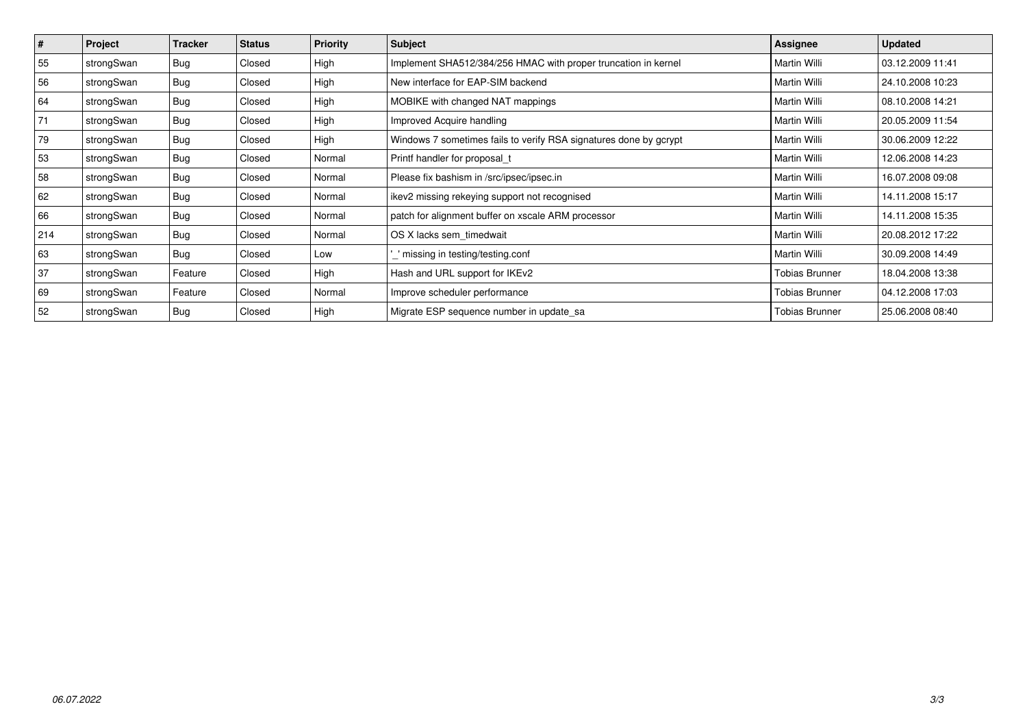| # | Project | Tracker | Status | Priority | Subject | Assignee | Updated |
|---|---|---|---|---|---|---|---|
| 55 | strongSwan | Bug | Closed | High | Implement SHA512/384/256 HMAC with proper truncation in kernel | Martin Willi | 03.12.2009 11:41 |
| 56 | strongSwan | Bug | Closed | High | New interface for EAP-SIM backend | Martin Willi | 24.10.2008 10:23 |
| 64 | strongSwan | Bug | Closed | High | MOBIKE with changed NAT mappings | Martin Willi | 08.10.2008 14:21 |
| 71 | strongSwan | Bug | Closed | High | Improved Acquire handling | Martin Willi | 20.05.2009 11:54 |
| 79 | strongSwan | Bug | Closed | High | Windows 7 sometimes fails to verify RSA signatures done by gcrypt | Martin Willi | 30.06.2009 12:22 |
| 53 | strongSwan | Bug | Closed | Normal | Printf handler for proposal_t | Martin Willi | 12.06.2008 14:23 |
| 58 | strongSwan | Bug | Closed | Normal | Please fix bashism in /src/ipsec/ipsec.in | Martin Willi | 16.07.2008 09:08 |
| 62 | strongSwan | Bug | Closed | Normal | ikev2 missing rekeying support not recognised | Martin Willi | 14.11.2008 15:17 |
| 66 | strongSwan | Bug | Closed | Normal | patch for alignment buffer on xscale ARM processor | Martin Willi | 14.11.2008 15:35 |
| 214 | strongSwan | Bug | Closed | Normal | OS X lacks sem_timedwait | Martin Willi | 20.08.2012 17:22 |
| 63 | strongSwan | Bug | Closed | Low | '_' missing in testing/testing.conf | Martin Willi | 30.09.2008 14:49 |
| 37 | strongSwan | Feature | Closed | High | Hash and URL support for IKEv2 | Tobias Brunner | 18.04.2008 13:38 |
| 69 | strongSwan | Feature | Closed | Normal | Improve scheduler performance | Tobias Brunner | 04.12.2008 17:03 |
| 52 | strongSwan | Bug | Closed | High | Migrate ESP sequence number in update_sa | Tobias Brunner | 25.06.2008 08:40 |